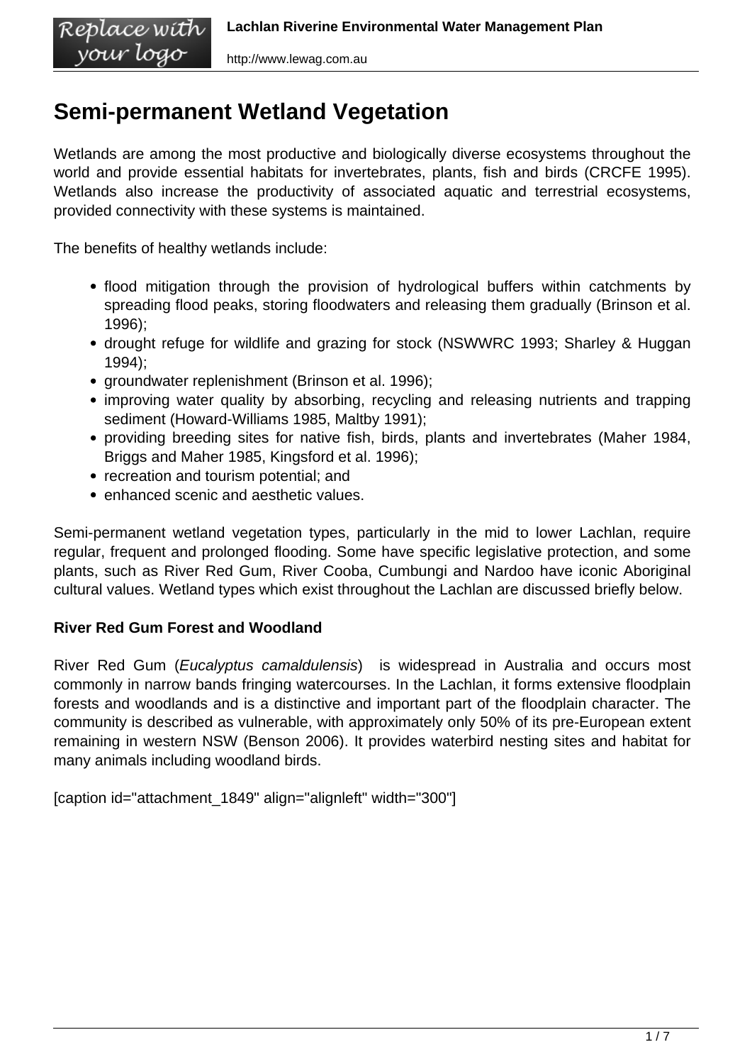# Semi-permanent Wetland Vegetation

Wetlands are among the most productive and biologically diverse ecosystems throughout the world and provide essential habitats for invertebrates, plants, fish and birds (CRCFE 1995). Wetlands also increase the productivity of associated aquatic and terrestrial ecosystems, provided connectivity with these systems is maintained.

The benefits of healthy wetlands include:

- flood mitigation through the provision of hydrological buffers within catchments by spreading flood peaks, storing floodwaters and releasing them gradually (Brinson et al. 1996);
- drought refuge for wildlife and grazing for stock (NSWWRC 1993; Sharley & Huggan 1994);
- groundwater replenishment (Brinson et al. 1996);
- improving water quality by absorbing, recycling and releasing nutrients and trapping sediment (Howard-Williams 1985, Maltby 1991);
- providing breeding sites for native fish, birds, plants and invertebrates (Maher 1984, Briggs and Maher 1985, Kingsford et al. 1996);
- recreation and tourism potential; and
- enhanced scenic and aesthetic values.

Semi-permanent wetland vegetation types, particularly in the mid to lower Lachlan, require regular, frequent and prolonged flooding. Some have specific legislative protection, and some plants, such as River Red Gum, River Cooba, Cumbungi and Nardoo have iconic Aboriginal cultural values. Wetland types which exist throughout the Lachlan are discussed briefly below.

**River Red Gum Forest and Woodland**

River Red Gum (*Eucalyptus camaldulensis*) is widespread in Australia and occurs most commonly in narrow bands fringing watercourses. In the Lachlan, it forms extensive floodplain forests and woodlands and is a distinctive and important part of the floodplain character. The community is described as vulnerable, with approximately only 50% of its pre-European extent remaining in western NSW (Benson 2006). It provides waterbird nesting sites and habitat for many animals including woodland birds.

[caption id="attachment_1849" align="alignleft" width="300"]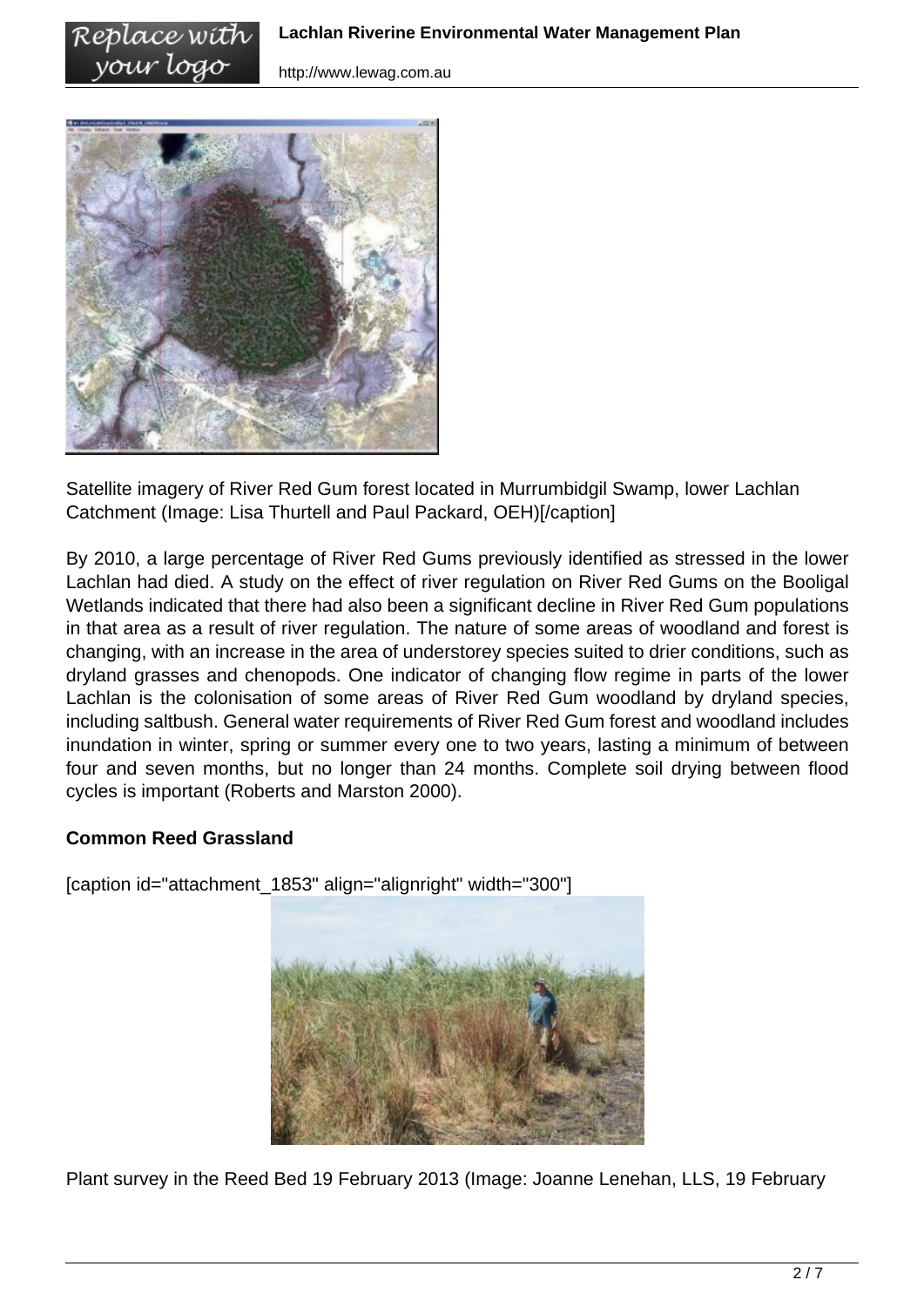Satellite imagery of River Red Gum forest located in Murrumbidgil Swamp, lower Lachlan Catchment (Image: Lisa Thurtell and Paul Packard, OEH)[/caption]

By 2010, a large percentage of River Red Gums previously identified as stressed in the lower Lachlan had died. A study on the effect of river regulation on River Red Gums on the Booligal Wetlands indicated that there had also been a significant decline in River Red Gum populations in that area as a result of river regulation. The nature of some areas of woodland and forest is changing, with an increase in the area of understorey species suited to drier conditions, such as dryland grasses and chenopods. One indicator of changing flow regime in parts of the lower Lachlan is the colonisation of some areas of River Red Gum woodland by dryland species, including saltbush. General water requirements of River Red Gum forest and woodland includes inundation in winter, spring or summer every one to two years, lasting a minimum of between four and seven months, but no longer than 24 months. Complete soil drying between flood cycles is important (Roberts and Marston 2000).

**Common Reed Grassland**

[caption id="attachment_1853" align="alignright" width="300"]

Plant survey in the Reed Bed 19 February 2013 (Image: Joanne Lenehan, LLS, 19 February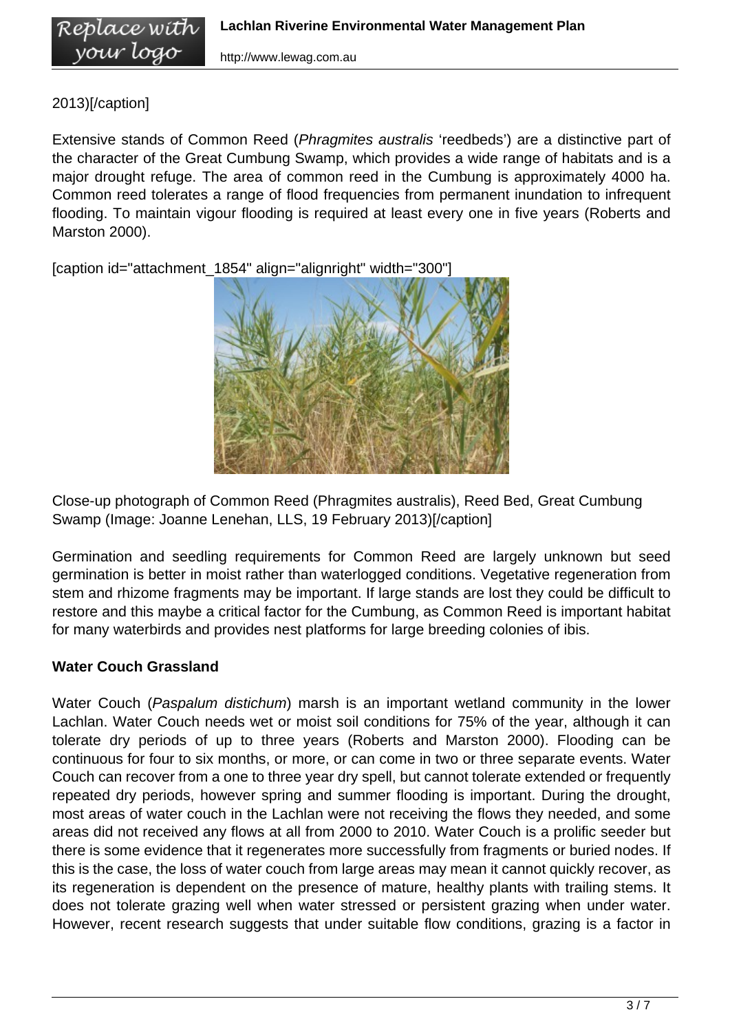2013)[/caption]

Extensive stands of Common Reed (*Phragmites australis* 'reedbeds') are a distinctive part of the character of the Great Cumbung Swamp, which provides a wide range of habitats and is a major drought refuge. The area of common reed in the Cumbung is approximately 4000 ha. Common reed tolerates a range of flood frequencies from permanent inundation to infrequent flooding. To maintain vigour flooding is required at least every one in five years (Roberts and Marston 2000).

[caption id="attachment_1854" align="alignright" width="300"]

Close-up photograph of Common Reed (Phragmites australis), Reed Bed, Great Cumbung Swamp (Image: Joanne Lenehan, LLS, 19 February 2013)[/caption]

Germination and seedling requirements for Common Reed are largely unknown but seed germination is better in moist rather than waterlogged conditions. Vegetative regeneration from stem and rhizome fragments may be important. If large stands are lost they could be difficult to restore and this maybe a critical factor for the Cumbung, as Common Reed is important habitat for many waterbirds and provides nest platforms for large breeding colonies of ibis.

**Water Couch Grassland**

Water Couch (*Paspalum distichum*) marsh is an important wetland community in the lower Lachlan. Water Couch needs wet or moist soil conditions for 75% of the year, although it can tolerate dry periods of up to three years (Roberts and Marston 2000). Flooding can be continuous for four to six months, or more, or can come in two or three separate events. Water Couch can recover from a one to three year dry spell, but cannot tolerate extended or frequently repeated dry periods, however spring and summer flooding is important. During the drought, most areas of water couch in the Lachlan were not receiving the flows they needed, and some areas did not received any flows at all from 2000 to 2010. Water Couch is a prolific seeder but there is some evidence that it regenerates more successfully from fragments or buried nodes. If this is the case, the loss of water couch from large areas may mean it cannot quickly recover, as its regeneration is dependent on the presence of mature, healthy plants with trailing stems. It does not tolerate grazing well when water stressed or persistent grazing when under water. However, recent research suggests that under suitable flow conditions, grazing is a factor in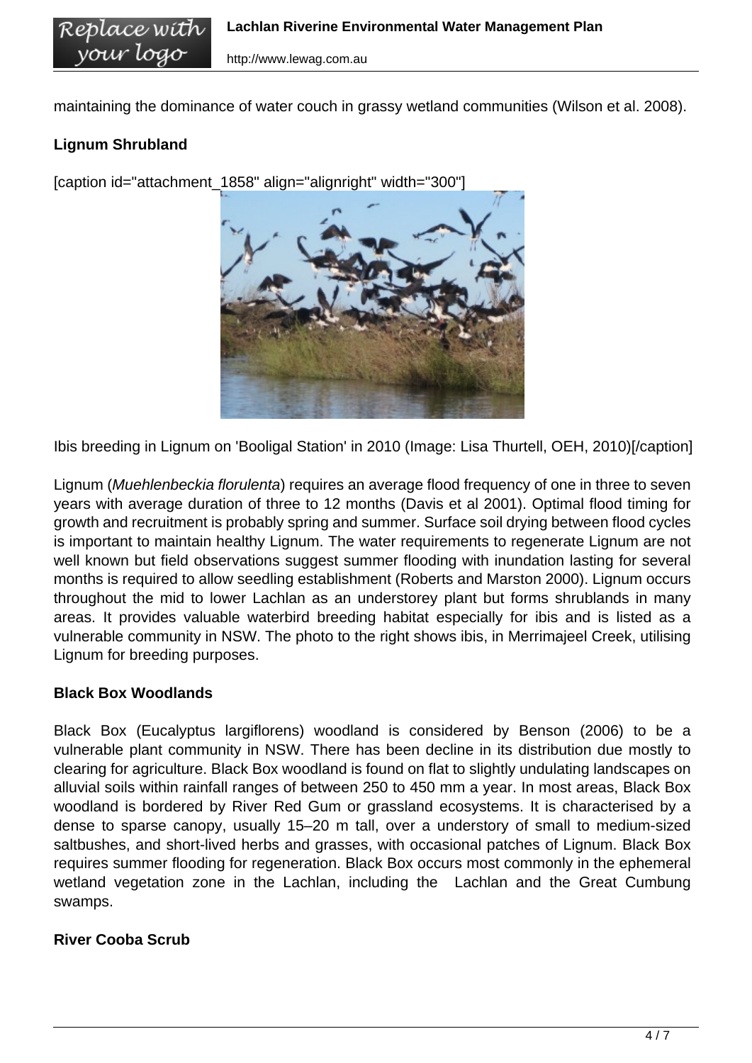maintaining the dominance of water couch in grassy wetland communities (Wilson et al. 2008).

**Lignum Shrubland**

[caption id="attachment_1858" align="alignright" width="300"]

Ibis breeding in Lignum on 'Booligal Station' in 2010 (Image: Lisa Thurtell, OEH, 2010)[/caption]

Lignum (*Muehlenbeckia florulenta*) requires an average flood frequency of one in three to seven years with average duration of three to 12 months (Davis et al 2001). Optimal flood timing for growth and recruitment is probably spring and summer. Surface soil drying between flood cycles is important to maintain healthy Lignum. The water requirements to regenerate Lignum are not well known but field observations suggest summer flooding with inundation lasting for several months is required to allow seedling establishment (Roberts and Marston 2000). Lignum occurs throughout the mid to lower Lachlan as an understorey plant but forms shrublands in many areas. It provides valuable waterbird breeding habitat especially for ibis and is listed as a vulnerable community in NSW. The photo to the right shows ibis, in Merrimajeel Creek, utilising Lignum for breeding purposes.

**Black Box Woodlands**

Black Box (Eucalyptus largiflorens) woodland is considered by Benson (2006) to be a vulnerable plant community in NSW. There has been decline in its distribution due mostly to clearing for agriculture. Black Box woodland is found on flat to slightly undulating landscapes on alluvial soils within rainfall ranges of between 250 to 450 mm a year. In most areas, Black Box woodland is bordered by River Red Gum or grassland ecosystems. It is characterised by a dense to sparse canopy, usually 15–20 m tall, over a understory of small to medium-sized saltbushes, and short-lived herbs and grasses, with occasional patches of Lignum. Black Box requires summer flooding for regeneration. Black Box occurs most commonly in the ephemeral wetland vegetation zone in the Lachlan, including the Lachlan and the Great Cumbung swamps.

**River Cooba Scrub**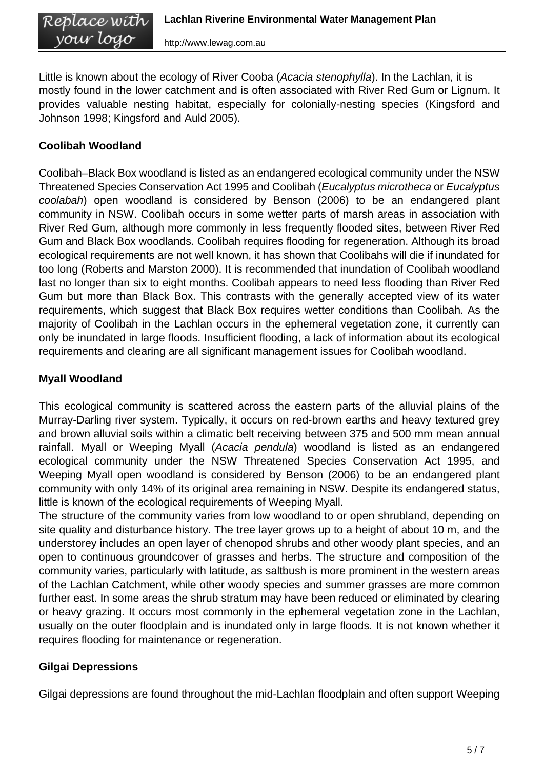Little is known about the ecology of River Cooba (*Acacia stenophylla*). In the Lachlan, it is mostly found in the lower catchment and is often associated with River Red Gum or Lignum. It provides valuable nesting habitat, especially for colonially-nesting species (Kingsford and Johnson 1998; Kingsford and Auld 2005).

**Coolibah Woodland**

Coolibah–Black Box woodland is listed as an endangered ecological community under the NSW Threatened Species Conservation Act 1995 and Coolibah (*Eucalyptus microtheca* or *Eucalyptus coolabah*) open woodland is considered by Benson (2006) to be an endangered plant community in NSW. Coolibah occurs in some wetter parts of marsh areas in association with River Red Gum, although more commonly in less frequently flooded sites, between River Red Gum and Black Box woodlands. Coolibah requires flooding for regeneration. Although its broad ecological requirements are not well known, it has shown that Coolibahs will die if inundated for too long (Roberts and Marston 2000). It is recommended that inundation of Coolibah woodland last no longer than six to eight months. Coolibah appears to need less flooding than River Red Gum but more than Black Box. This contrasts with the generally accepted view of its water requirements, which suggest that Black Box requires wetter conditions than Coolibah. As the majority of Coolibah in the Lachlan occurs in the ephemeral vegetation zone, it currently can only be inundated in large floods. Insufficient flooding, a lack of information about its ecological requirements and clearing are all significant management issues for Coolibah woodland.

**Myall Woodland**

This ecological community is scattered across the eastern parts of the alluvial plains of the Murray-Darling river system. Typically, it occurs on red-brown earths and heavy textured grey and brown alluvial soils within a climatic belt receiving between 375 and 500 mm mean annual rainfall. Myall or Weeping Myall (*Acacia pendula*) woodland is listed as an endangered ecological community under the NSW Threatened Species Conservation Act 1995, and Weeping Myall open woodland is considered by Benson (2006) to be an endangered plant community with only 14% of its original area remaining in NSW. Despite its endangered status, little is known of the ecological requirements of Weeping Myall.
The structure of the community varies from low woodland to or open shrubland, depending on site quality and disturbance history. The tree layer grows up to a height of about 10 m, and the understorey includes an open layer of chenopod shrubs and other woody plant species, and an open to continuous groundcover of grasses and herbs. The structure and composition of the community varies, particularly with latitude, as saltbush is more prominent in the western areas of the Lachlan Catchment, while other woody species and summer grasses are more common further east. In some areas the shrub stratum may have been reduced or eliminated by clearing or heavy grazing. It occurs most commonly in the ephemeral vegetation zone in the Lachlan, usually on the outer floodplain and is inundated only in large floods. It is not known whether it requires flooding for maintenance or regeneration.

**Gilgai Depressions**

Gilgai depressions are found throughout the mid-Lachlan floodplain and often support Weeping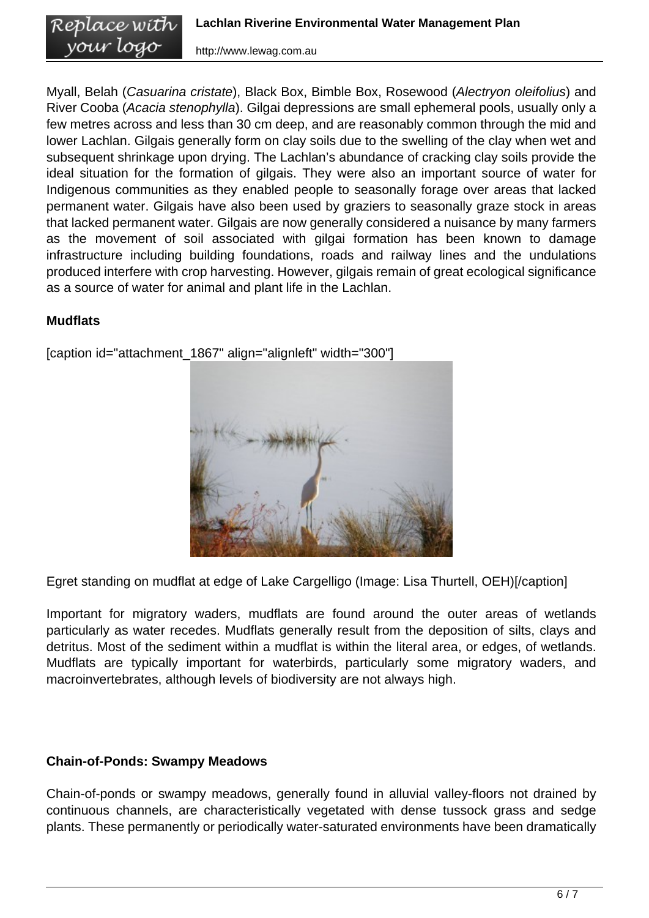Myall, Belah (*Casuarina cristate*), Black Box, Bimble Box, Rosewood (*Alectryon oleifolius*) and River Cooba (*Acacia stenophylla*). Gilgai depressions are small ephemeral pools, usually only a few metres across and less than 30 cm deep, and are reasonably common through the mid and lower Lachlan. Gilgais generally form on clay soils due to the swelling of the clay when wet and subsequent shrinkage upon drying. The Lachlan's abundance of cracking clay soils provide the ideal situation for the formation of gilgais. They were also an important source of water for Indigenous communities as they enabled people to seasonally forage over areas that lacked permanent water. Gilgais have also been used by graziers to seasonally graze stock in areas that lacked permanent water. Gilgais are now generally considered a nuisance by many farmers as the movement of soil associated with gilgai formation has been known to damage infrastructure including building foundations, roads and railway lines and the undulations produced interfere with crop harvesting. However, gilgais remain of great ecological significance as a source of water for animal and plant life in the Lachlan.

**Mudflats**

[caption id="attachment_1867" align="alignleft" width="300"]

Egret standing on mudflat at edge of Lake Cargelligo (Image: Lisa Thurtell, OEH)[/caption]

Important for migratory waders, mudflats are found around the outer areas of wetlands particularly as water recedes. Mudflats generally result from the deposition of silts, clays and detritus. Most of the sediment within a mudflat is within the literal area, or edges, of wetlands. Mudflats are typically important for waterbirds, particularly some migratory waders, and macroinvertebrates, although levels of biodiversity are not always high.

**Chain-of-Ponds: Swampy Meadows**

Chain-of-ponds or swampy meadows, generally found in alluvial valley-floors not drained by continuous channels, are characteristically vegetated with dense tussock grass and sedge plants. These permanently or periodically water-saturated environments have been dramatically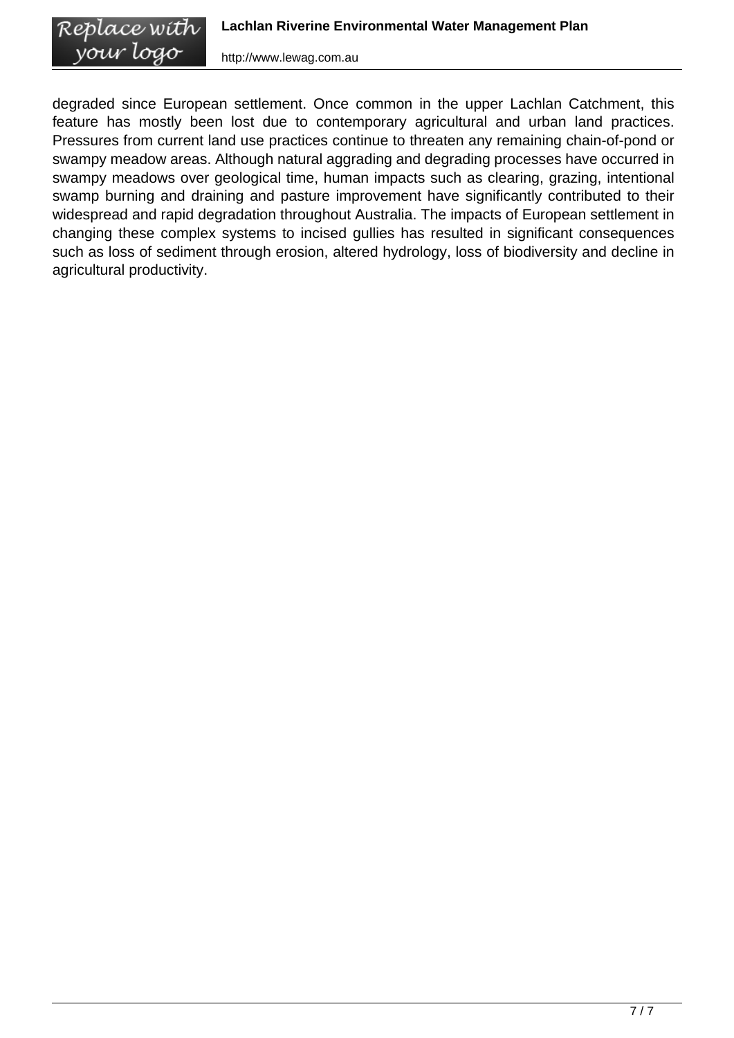degraded since European settlement. Once common in the upper Lachlan Catchment, this feature has mostly been lost due to contemporary agricultural and urban land practices. Pressures from current land use practices continue to threaten any remaining chain-of-pond or swampy meadow areas. Although natural aggrading and degrading processes have occurred in swampy meadows over geological time, human impacts such as clearing, grazing, intentional swamp burning and draining and pasture improvement have significantly contributed to their widespread and rapid degradation throughout Australia. The impacts of European settlement in changing these complex systems to incised gullies has resulted in significant consequences such as loss of sediment through erosion, altered hydrology, loss of biodiversity and decline in agricultural productivity.